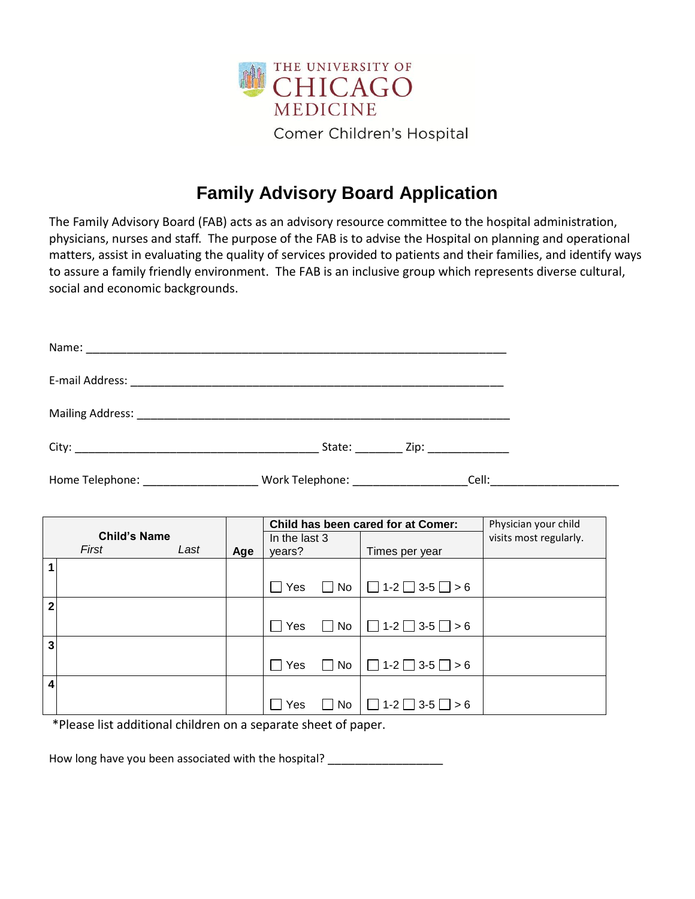THE UNIVERSITY OF CHICAGO MEDICINE

Comer Children's Hospital

# Family Advisory Board Application

The Family Advisory Board (FAB) acts as an advisory resource committee to the hospital administration, physicians, nurses and staff. The purpose of the FAB is to advise the Hospital on planning and operational matters, assist in evaluating the quality of services provided to patients and their families, and identify ways to assure a family friendly environment. The FAB is an inclusive group which represents diverse cultural, social and economic backgrounds.

Name: ______________________________________________________________

E-mail Address: _______________________________________________________

Mailing Address: ______________________________________________________

City: ____________________________________ State: _______ Zip: ____________

Home Telephone: _________________ Work Telephone: _________________Cell:___________________

| | **Child's Name** *First* *Last* | **Age** | **Child has been cared for at Comer:** In the last 3 years? | Times per year | Physician your child visits most regularly. |
|---|---|---|---|---|---|
| **1** | | | ☐ Yes ☐ No | ☐ 1-2 ☐ 3-5 ☐ > 6 | |
| **2** | | | ☐ Yes ☐ No | ☐ 1-2 ☐ 3-5 ☐ > 6 | |
| **3** | | | ☐ Yes ☐ No | ☐ 1-2 ☐ 3-5 ☐ > 6 | |
| **4** | | | ☐ Yes ☐ No | ☐ 1-2 ☐ 3-5 ☐ > 6 | |

*Please list additional children on a separate sheet of paper.

How long have you been associated with the hospital? _________________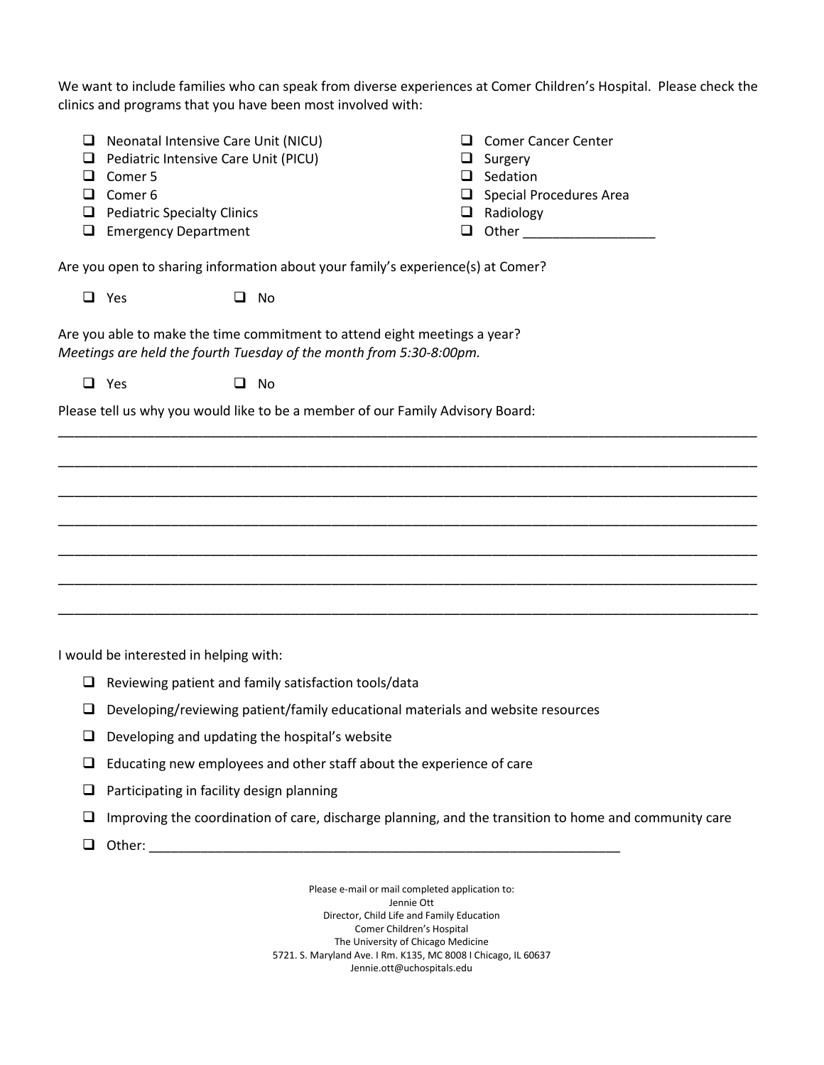We want to include families who can speak from diverse experiences at Comer Children's Hospital. Please check the clinics and programs that you have been most involved with:

- ❑ Neonatal Intensive Care Unit (NICU)
- ❑ Pediatric Intensive Care Unit (PICU)
- ❑ Comer 5
- ❑ Comer 6
- ❑ Pediatric Specialty Clinics
- ❑ Emergency Department
- ❑ Comer Cancer Center
- ❑ Surgery
- ❑ Sedation
- ❑ Special Procedures Area
- ❑ Radiology
- ❑ Other __________________

Are you open to sharing information about your family's experience(s) at Comer?

❑ Yes ❑ No

Are you able to make the time commitment to attend eight meetings a year?
*Meetings are held the fourth Tuesday of the month from 5:30-8:00pm.*

❑ Yes ❑ No

Please tell us why you would like to be a member of our Family Advisory Board:

______________________________________________________________________________________

______________________________________________________________________________________

______________________________________________________________________________________

______________________________________________________________________________________

______________________________________________________________________________________

______________________________________________________________________________________

______________________________________________________________________________________

I would be interested in helping with:

- ❑ Reviewing patient and family satisfaction tools/data
- ❑ Developing/reviewing patient/family educational materials and website resources
- ❑ Developing and updating the hospital's website
- ❑ Educating new employees and other staff about the experience of care
- ❑ Participating in facility design planning
- ❑ Improving the coordination of care, discharge planning, and the transition to home and community care
- ❑ Other: _________________________________________________________________

Please e-mail or mail completed application to:
Jennie Ott
Director, Child Life and Family Education
Comer Children's Hospital
The University of Chicago Medicine
5721. S. Maryland Ave. I Rm. K135, MC 8008 I Chicago, IL 60637
Jennie.ott@uchospitals.edu